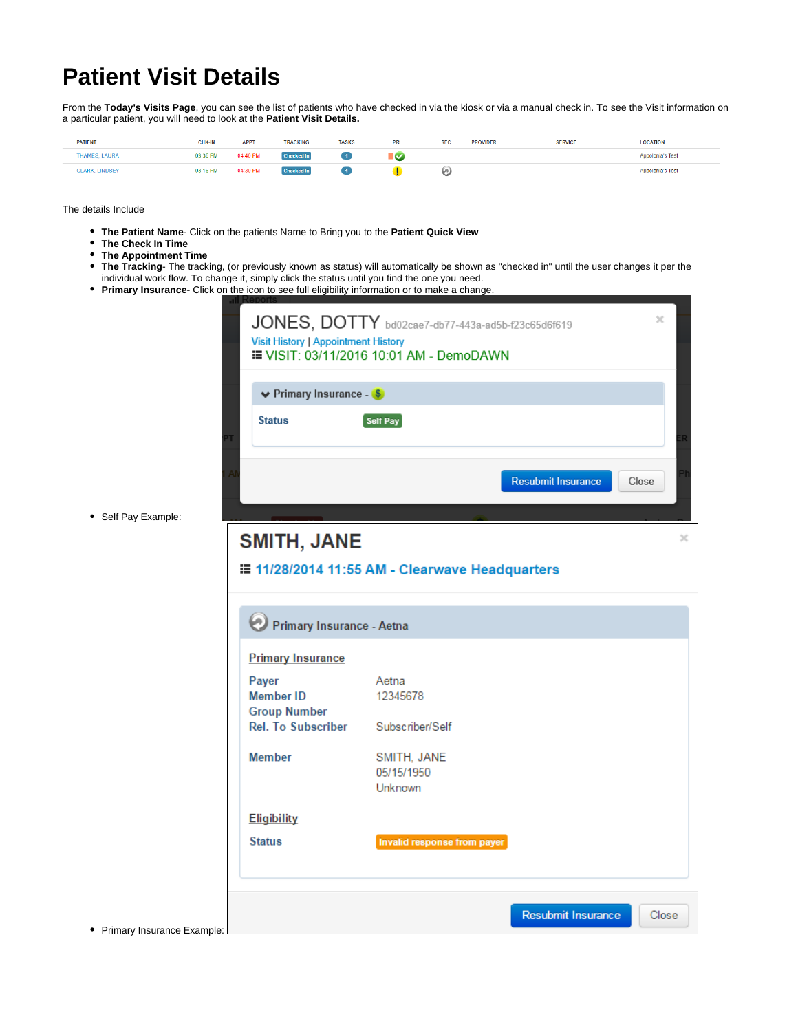# Patient Visit Details

From the **Today's Visits Page**, you can see the list of patients who have checked in via the kiosk or via a manual check in. To see the Visit information on a particular patient, you will need to look at the **Patient Visit Details.**

| PATIENT | CHK-IN | APPT | TRACKING | TASKS | PRI | SEC | PROVIDER | SERVICE | LOCATION |
|---|---|---|---|---|---|---|---|---|---|
| THAMES, LAURA | 03:36 PM | 04:40 PM | Checked In | 1 | | | | | Appolonia's Test |
| CLARK, LINDSEY | 03:16 PM | 04:30 PM | Checked In | 1 | | | | | Appolonia's Test |

The details Include

- **The Patient Name**- Click on the patients Name to Bring you to the **Patient Quick View**
- **The Check In Time**
- **The Appointment Time**
- **The Tracking**- The tracking, (or previously known as status) will automatically be shown as "checked in" until the user changes it per the individual work flow. To change it, simply click the status until you find the one you need.
- **Primary Insurance**- Click on the icon to see full eligibility information or to make a change.
  - Self Pay Example:

JONES, DOTTY bd02cae7-db77-443a-ad5b-f23c65d6f619

Visit History | Appointment History

VISIT: 03/11/2016 10:01 AM - DemoDAWN

Primary Insurance - $

Status: Self Pay

Resubmit Insurance | Close

  - Primary Insurance Example:

SMITH, JANE

11/28/2014 11:55 AM - Clearwave Headquarters

Primary Insurance - Aetna

Primary Insurance

| | |
|---|---|
| Payer | Aetna |
| Member ID | 12345678 |
| Group Number | |
| Rel. To Subscriber | Subscriber/Self |
| Member | SMITH, JANE<br>05/15/1950<br>Unknown |

Eligibility

Status: Invalid response from payer

Resubmit Insurance | Close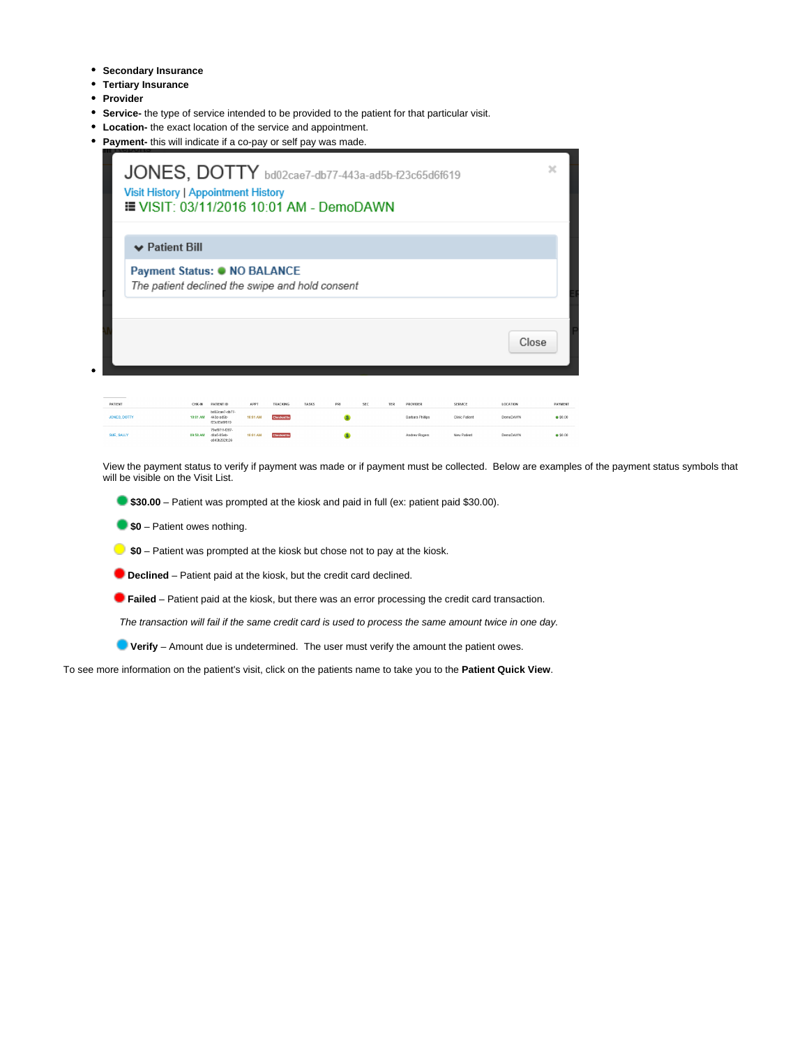- **Secondary Insurance**
- **Tertiary Insurance**
- **Provider**
- **Service-** the type of service intended to be provided to the patient for that particular visit.
- **Location-** the exact location of the service and appointment.
- **Payment-** this will indicate if a co-pay or self pay was made.

View the payment status to verify if payment was made or if payment must be collected. Below are examples of the payment status symbols that will be visible on the Visit List.

**$30.00** – Patient was prompted at the kiosk and paid in full (ex: patient paid $30.00).

**$0** – Patient owes nothing.

**$0** – Patient was prompted at the kiosk but chose not to pay at the kiosk.

**Declined** – Patient paid at the kiosk, but the credit card declined.

**Failed** – Patient paid at the kiosk, but there was an error processing the credit card transaction.

*The transaction will fail if the same credit card is used to process the same amount twice in one day.*

**Verify** – Amount due is undetermined. The user must verify the amount the patient owes.

To see more information on the patient's visit, click on the patients name to take you to the **Patient Quick View**.